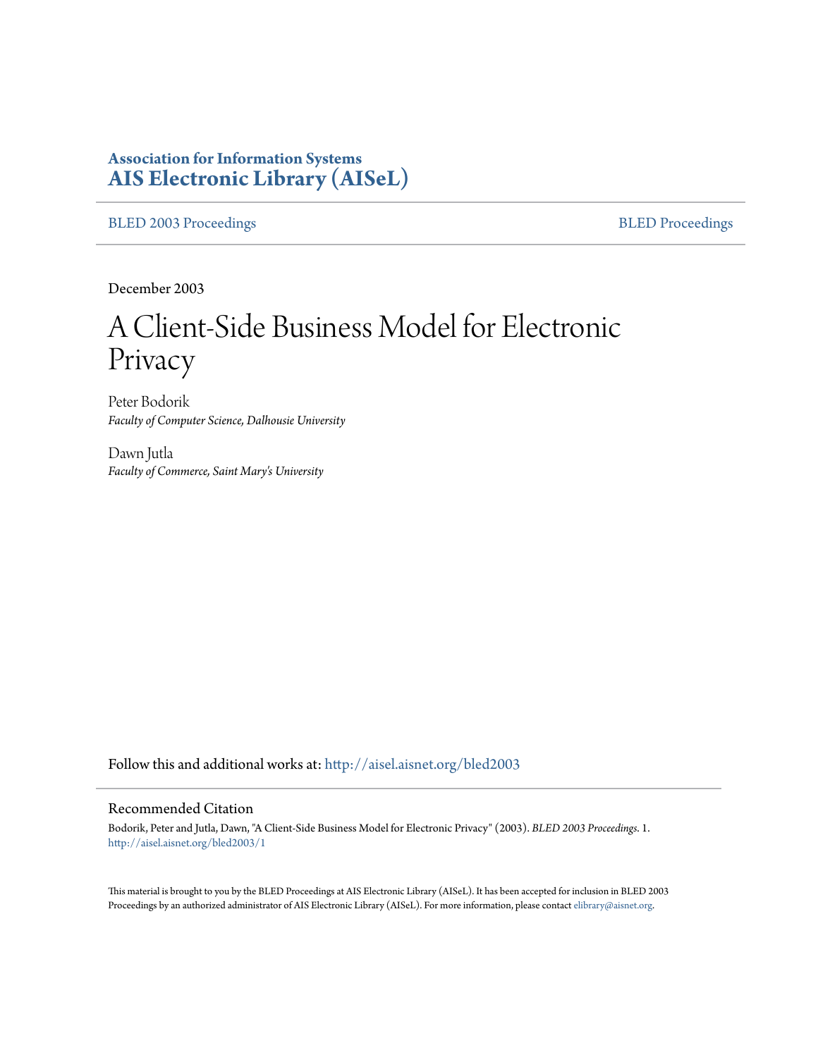**Association for Information Systems**
**AIS Electronic Library (AISeL)**

BLED 2003 Proceedings | BLED Proceedings

December 2003

# A Client-Side Business Model for Electronic Privacy

Peter Bodorik
*Faculty of Computer Science, Dalhousie University*

Dawn Jutla
*Faculty of Commerce, Saint Mary's University*

Follow this and additional works at: http://aisel.aisnet.org/bled2003

## Recommended Citation

Bodorik, Peter and Jutla, Dawn, "A Client-Side Business Model for Electronic Privacy" (2003). *BLED 2003 Proceedings*. 1.
http://aisel.aisnet.org/bled2003/1

This material is brought to you by the BLED Proceedings at AIS Electronic Library (AISeL). It has been accepted for inclusion in BLED 2003 Proceedings by an authorized administrator of AIS Electronic Library (AISeL). For more information, please contact elibrary@aisnet.org.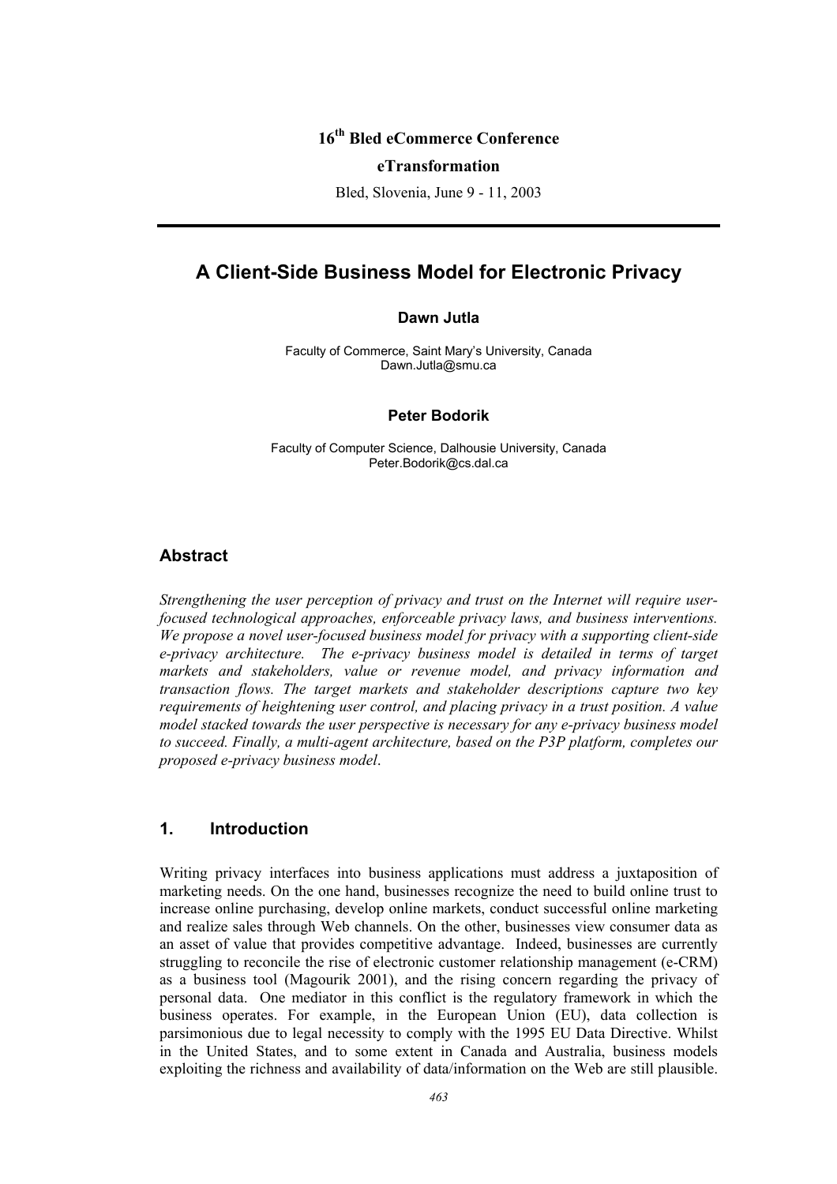16th Bled eCommerce Conference

eTransformation

Bled, Slovenia, June 9 - 11, 2003

# A Client-Side Business Model for Electronic Privacy

**Dawn Jutla**

Faculty of Commerce, Saint Mary's University, Canada
Dawn.Jutla@smu.ca

**Peter Bodorik**

Faculty of Computer Science, Dalhousie University, Canada
Peter.Bodorik@cs.dal.ca

## Abstract

*Strengthening the user perception of privacy and trust on the Internet will require user-focused technological approaches, enforceable privacy laws, and business interventions. We propose a novel user-focused business model for privacy with a supporting client-side e-privacy architecture. The e-privacy business model is detailed in terms of target markets and stakeholders, value or revenue model, and privacy information and transaction flows. The target markets and stakeholder descriptions capture two key requirements of heightening user control, and placing privacy in a trust position. A value model stacked towards the user perspective is necessary for any e-privacy business model to succeed. Finally, a multi-agent architecture, based on the P3P platform, completes our proposed e-privacy business model.*

## 1. Introduction

Writing privacy interfaces into business applications must address a juxtaposition of marketing needs. On the one hand, businesses recognize the need to build online trust to increase online purchasing, develop online markets, conduct successful online marketing and realize sales through Web channels. On the other, businesses view consumer data as an asset of value that provides competitive advantage. Indeed, businesses are currently struggling to reconcile the rise of electronic customer relationship management (e-CRM) as a business tool (Magourik 2001), and the rising concern regarding the privacy of personal data. One mediator in this conflict is the regulatory framework in which the business operates. For example, in the European Union (EU), data collection is parsimonious due to legal necessity to comply with the 1995 EU Data Directive. Whilst in the United States, and to some extent in Canada and Australia, business models exploiting the richness and availability of data/information on the Web are still plausible.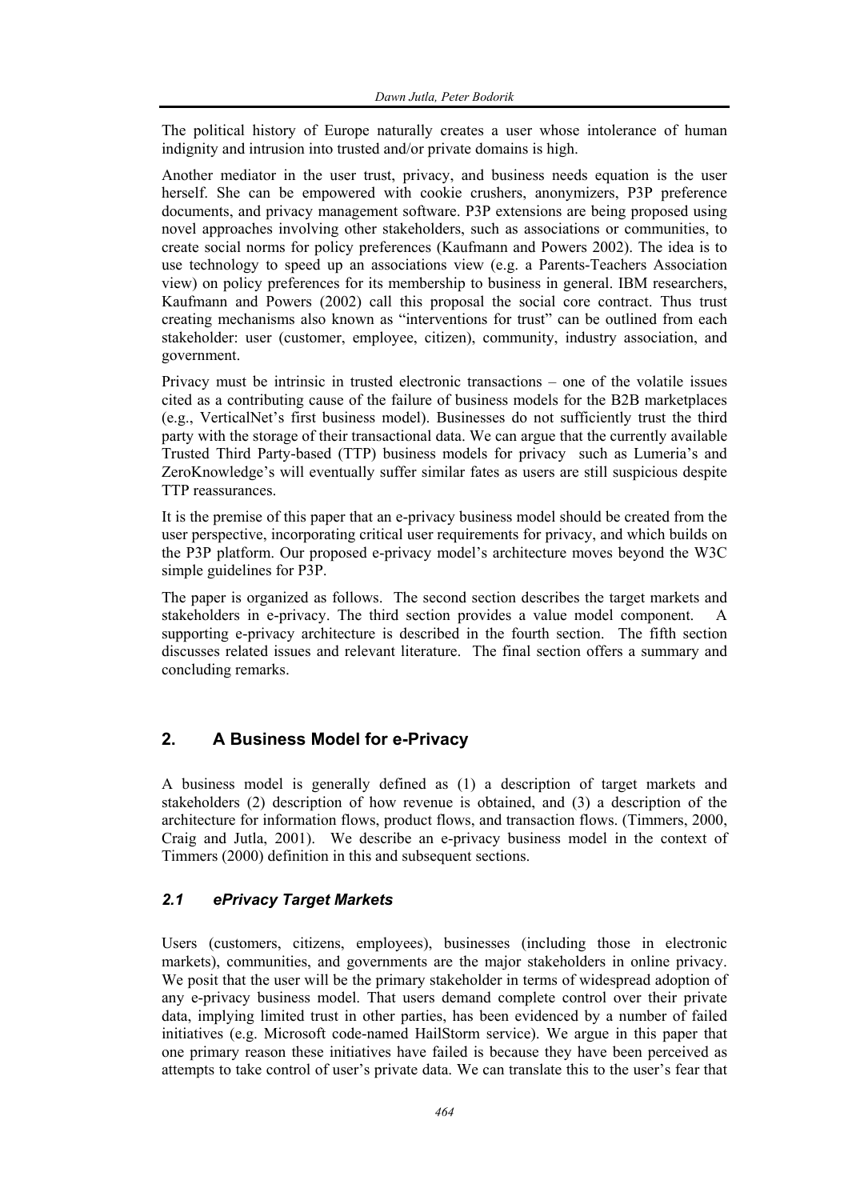The political history of Europe naturally creates a user whose intolerance of human indignity and intrusion into trusted and/or private domains is high.

Another mediator in the user trust, privacy, and business needs equation is the user herself. She can be empowered with cookie crushers, anonymizers, P3P preference documents, and privacy management software. P3P extensions are being proposed using novel approaches involving other stakeholders, such as associations or communities, to create social norms for policy preferences (Kaufmann and Powers 2002). The idea is to use technology to speed up an associations view (e.g. a Parents-Teachers Association view) on policy preferences for its membership to business in general. IBM researchers, Kaufmann and Powers (2002) call this proposal the social core contract. Thus trust creating mechanisms also known as "interventions for trust" can be outlined from each stakeholder: user (customer, employee, citizen), community, industry association, and government.

Privacy must be intrinsic in trusted electronic transactions – one of the volatile issues cited as a contributing cause of the failure of business models for the B2B marketplaces (e.g., VerticalNet's first business model). Businesses do not sufficiently trust the third party with the storage of their transactional data. We can argue that the currently available Trusted Third Party-based (TTP) business models for privacy such as Lumeria's and ZeroKnowledge's will eventually suffer similar fates as users are still suspicious despite TTP reassurances.

It is the premise of this paper that an e-privacy business model should be created from the user perspective, incorporating critical user requirements for privacy, and which builds on the P3P platform. Our proposed e-privacy model's architecture moves beyond the W3C simple guidelines for P3P.

The paper is organized as follows. The second section describes the target markets and stakeholders in e-privacy. The third section provides a value model component. A supporting e-privacy architecture is described in the fourth section. The fifth section discusses related issues and relevant literature. The final section offers a summary and concluding remarks.

## 2. A Business Model for e-Privacy

A business model is generally defined as (1) a description of target markets and stakeholders (2) description of how revenue is obtained, and (3) a description of the architecture for information flows, product flows, and transaction flows. (Timmers, 2000, Craig and Jutla, 2001). We describe an e-privacy business model in the context of Timmers (2000) definition in this and subsequent sections.

### *2.1 ePrivacy Target Markets*

Users (customers, citizens, employees), businesses (including those in electronic markets), communities, and governments are the major stakeholders in online privacy. We posit that the user will be the primary stakeholder in terms of widespread adoption of any e-privacy business model. That users demand complete control over their private data, implying limited trust in other parties, has been evidenced by a number of failed initiatives (e.g. Microsoft code-named HailStorm service). We argue in this paper that one primary reason these initiatives have failed is because they have been perceived as attempts to take control of user's private data. We can translate this to the user's fear that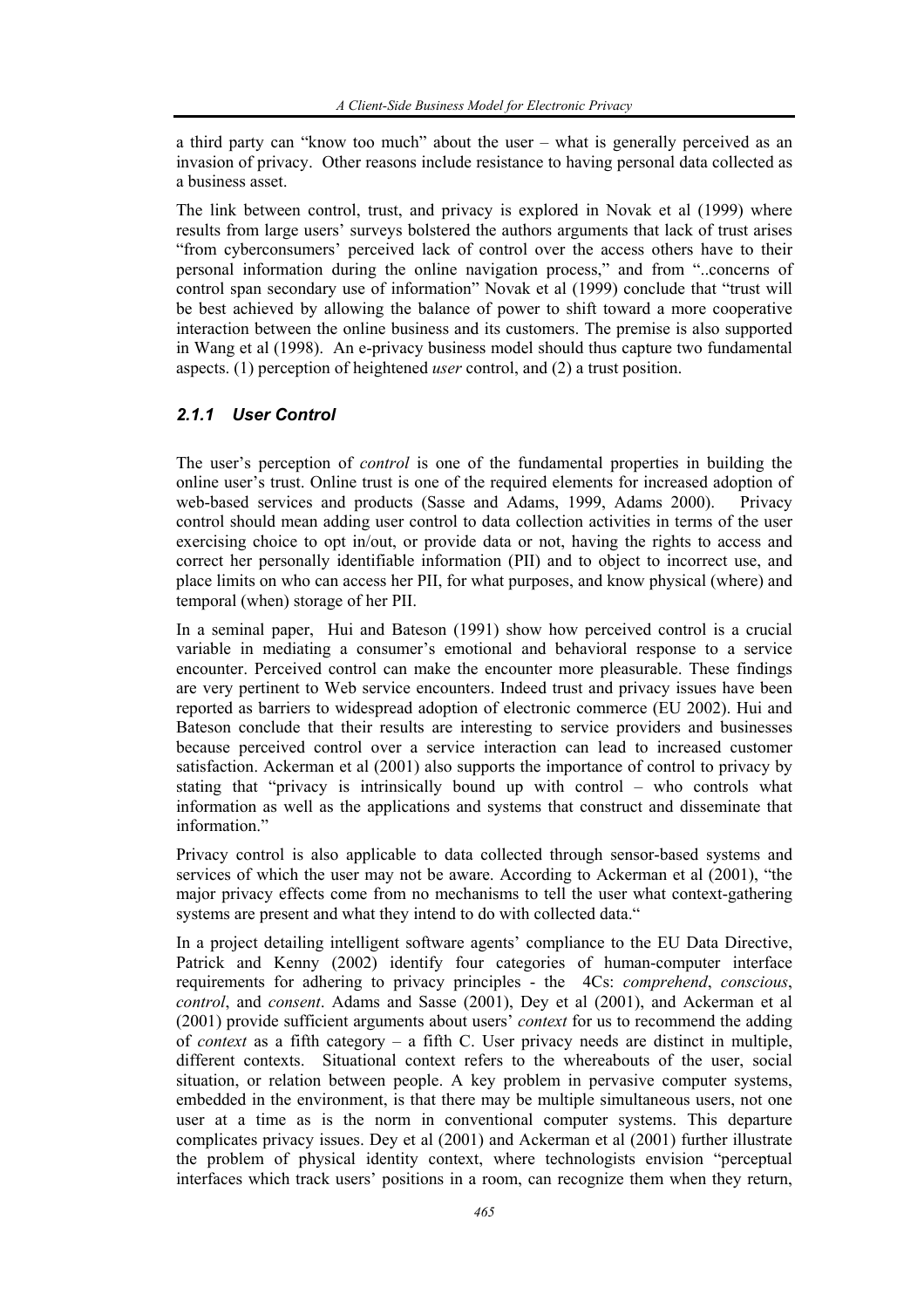a third party can "know too much" about the user – what is generally perceived as an invasion of privacy. Other reasons include resistance to having personal data collected as a business asset.

The link between control, trust, and privacy is explored in Novak et al (1999) where results from large users' surveys bolstered the authors arguments that lack of trust arises "from cyberconsumers' perceived lack of control over the access others have to their personal information during the online navigation process," and from "..concerns of control span secondary use of information" Novak et al (1999) conclude that "trust will be best achieved by allowing the balance of power to shift toward a more cooperative interaction between the online business and its customers. The premise is also supported in Wang et al (1998). An e-privacy business model should thus capture two fundamental aspects. (1) perception of heightened *user* control, and (2) a trust position.

### *2.1.1 User Control*

The user's perception of *control* is one of the fundamental properties in building the online user's trust. Online trust is one of the required elements for increased adoption of web-based services and products (Sasse and Adams, 1999, Adams 2000). Privacy control should mean adding user control to data collection activities in terms of the user exercising choice to opt in/out, or provide data or not, having the rights to access and correct her personally identifiable information (PII) and to object to incorrect use, and place limits on who can access her PII, for what purposes, and know physical (where) and temporal (when) storage of her PII.

In a seminal paper, Hui and Bateson (1991) show how perceived control is a crucial variable in mediating a consumer's emotional and behavioral response to a service encounter. Perceived control can make the encounter more pleasurable. These findings are very pertinent to Web service encounters. Indeed trust and privacy issues have been reported as barriers to widespread adoption of electronic commerce (EU 2002). Hui and Bateson conclude that their results are interesting to service providers and businesses because perceived control over a service interaction can lead to increased customer satisfaction. Ackerman et al (2001) also supports the importance of control to privacy by stating that "privacy is intrinsically bound up with control – who controls what information as well as the applications and systems that construct and disseminate that information."

Privacy control is also applicable to data collected through sensor-based systems and services of which the user may not be aware. According to Ackerman et al (2001), "the major privacy effects come from no mechanisms to tell the user what context-gathering systems are present and what they intend to do with collected data."

In a project detailing intelligent software agents' compliance to the EU Data Directive, Patrick and Kenny (2002) identify four categories of human-computer interface requirements for adhering to privacy principles - the 4Cs: *comprehend*, *conscious*, *control*, and *consent*. Adams and Sasse (2001), Dey et al (2001), and Ackerman et al (2001) provide sufficient arguments about users' *context* for us to recommend the adding of *context* as a fifth category – a fifth C. User privacy needs are distinct in multiple, different contexts. Situational context refers to the whereabouts of the user, social situation, or relation between people. A key problem in pervasive computer systems, embedded in the environment, is that there may be multiple simultaneous users, not one user at a time as is the norm in conventional computer systems. This departure complicates privacy issues. Dey et al (2001) and Ackerman et al (2001) further illustrate the problem of physical identity context, where technologists envision "perceptual interfaces which track users' positions in a room, can recognize them when they return,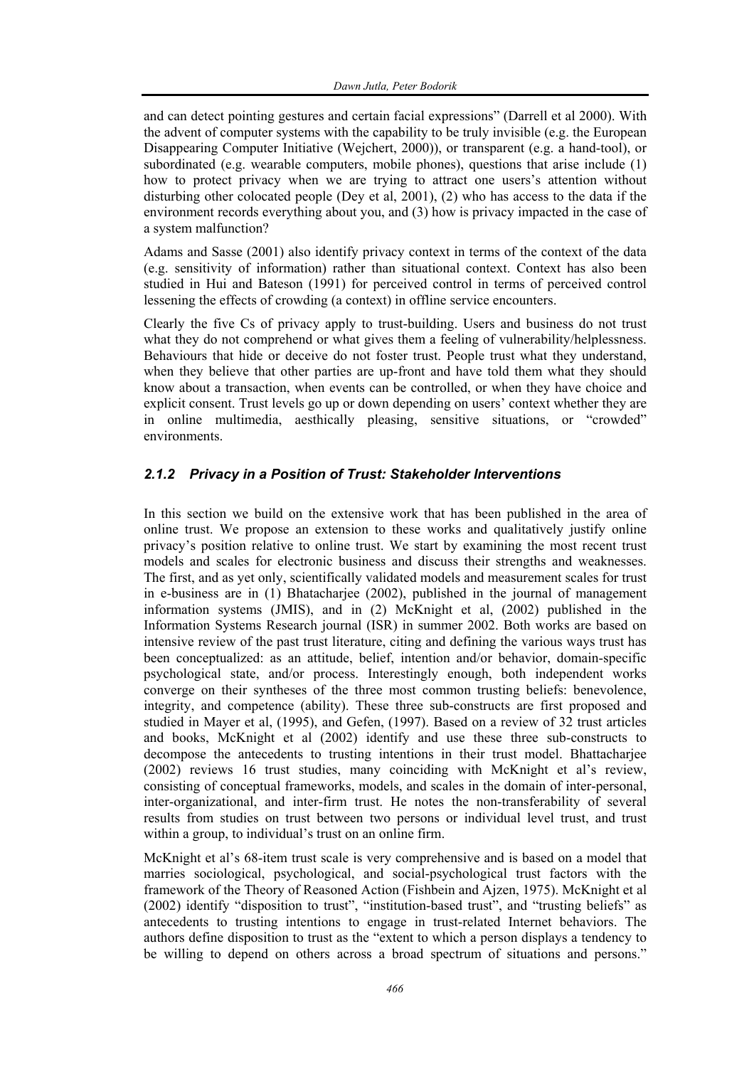and can detect pointing gestures and certain facial expressions" (Darrell et al 2000). With the advent of computer systems with the capability to be truly invisible (e.g. the European Disappearing Computer Initiative (Wejchert, 2000)), or transparent (e.g. a hand-tool), or subordinated (e.g. wearable computers, mobile phones), questions that arise include (1) how to protect privacy when we are trying to attract one users's attention without disturbing other colocated people (Dey et al, 2001), (2) who has access to the data if the environment records everything about you, and (3) how is privacy impacted in the case of a system malfunction?

Adams and Sasse (2001) also identify privacy context in terms of the context of the data (e.g. sensitivity of information) rather than situational context. Context has also been studied in Hui and Bateson (1991) for perceived control in terms of perceived control lessening the effects of crowding (a context) in offline service encounters.

Clearly the five Cs of privacy apply to trust-building. Users and business do not trust what they do not comprehend or what gives them a feeling of vulnerability/helplessness. Behaviours that hide or deceive do not foster trust. People trust what they understand, when they believe that other parties are up-front and have told them what they should know about a transaction, when events can be controlled, or when they have choice and explicit consent. Trust levels go up or down depending on users' context whether they are in online multimedia, aesthically pleasing, sensitive situations, or "crowded" environments.

### *2.1.2 Privacy in a Position of Trust: Stakeholder Interventions*

In this section we build on the extensive work that has been published in the area of online trust. We propose an extension to these works and qualitatively justify online privacy's position relative to online trust. We start by examining the most recent trust models and scales for electronic business and discuss their strengths and weaknesses. The first, and as yet only, scientifically validated models and measurement scales for trust in e-business are in (1) Bhatacharjee (2002), published in the journal of management information systems (JMIS), and in (2) McKnight et al, (2002) published in the Information Systems Research journal (ISR) in summer 2002. Both works are based on intensive review of the past trust literature, citing and defining the various ways trust has been conceptualized: as an attitude, belief, intention and/or behavior, domain-specific psychological state, and/or process. Interestingly enough, both independent works converge on their syntheses of the three most common trusting beliefs: benevolence, integrity, and competence (ability). These three sub-constructs are first proposed and studied in Mayer et al, (1995), and Gefen, (1997). Based on a review of 32 trust articles and books, McKnight et al (2002) identify and use these three sub-constructs to decompose the antecedents to trusting intentions in their trust model. Bhattacharjee (2002) reviews 16 trust studies, many coinciding with McKnight et al's review, consisting of conceptual frameworks, models, and scales in the domain of inter-personal, inter-organizational, and inter-firm trust. He notes the non-transferability of several results from studies on trust between two persons or individual level trust, and trust within a group, to individual's trust on an online firm.

McKnight et al's 68-item trust scale is very comprehensive and is based on a model that marries sociological, psychological, and social-psychological trust factors with the framework of the Theory of Reasoned Action (Fishbein and Ajzen, 1975). McKnight et al (2002) identify "disposition to trust", "institution-based trust", and "trusting beliefs" as antecedents to trusting intentions to engage in trust-related Internet behaviors. The authors define disposition to trust as the "extent to which a person displays a tendency to be willing to depend on others across a broad spectrum of situations and persons."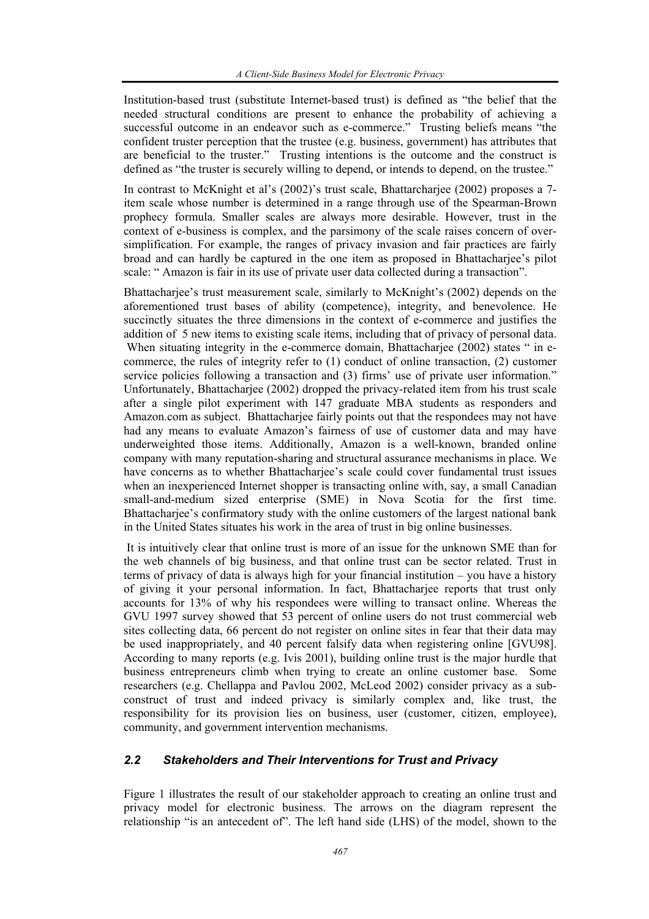Institution-based trust (substitute Internet-based trust) is defined as "the belief that the needed structural conditions are present to enhance the probability of achieving a successful outcome in an endeavor such as e-commerce." Trusting beliefs means "the confident truster perception that the trustee (e.g. business, government) has attributes that are beneficial to the truster." Trusting intentions is the outcome and the construct is defined as "the truster is securely willing to depend, or intends to depend, on the trustee."

In contrast to McKnight et al's (2002)'s trust scale, Bhattarcharjee (2002) proposes a 7-item scale whose number is determined in a range through use of the Spearman-Brown prophecy formula. Smaller scales are always more desirable. However, trust in the context of e-business is complex, and the parsimony of the scale raises concern of over-simplification. For example, the ranges of privacy invasion and fair practices are fairly broad and can hardly be captured in the one item as proposed in Bhattacharjee's pilot scale: " Amazon is fair in its use of private user data collected during a transaction".

Bhattacharjee's trust measurement scale, similarly to McKnight's (2002) depends on the aforementioned trust bases of ability (competence), integrity, and benevolence. He succinctly situates the three dimensions in the context of e-commerce and justifies the addition of 5 new items to existing scale items, including that of privacy of personal data. When situating integrity in the e-commerce domain, Bhattacharjee (2002) states " in e-commerce, the rules of integrity refer to (1) conduct of online transaction, (2) customer service policies following a transaction and (3) firms' use of private user information." Unfortunately, Bhattacharjee (2002) dropped the privacy-related item from his trust scale after a single pilot experiment with 147 graduate MBA students as responders and Amazon.com as subject. Bhattacharjee fairly points out that the respondees may not have had any means to evaluate Amazon's fairness of use of customer data and may have underweighted those items. Additionally, Amazon is a well-known, branded online company with many reputation-sharing and structural assurance mechanisms in place. We have concerns as to whether Bhattacharjee's scale could cover fundamental trust issues when an inexperienced Internet shopper is transacting online with, say, a small Canadian small-and-medium sized enterprise (SME) in Nova Scotia for the first time. Bhattacharjee's confirmatory study with the online customers of the largest national bank in the United States situates his work in the area of trust in big online businesses.

It is intuitively clear that online trust is more of an issue for the unknown SME than for the web channels of big business, and that online trust can be sector related. Trust in terms of privacy of data is always high for your financial institution – you have a history of giving it your personal information. In fact, Bhattacharjee reports that trust only accounts for 13% of why his respondees were willing to transact online. Whereas the GVU 1997 survey showed that 53 percent of online users do not trust commercial web sites collecting data, 66 percent do not register on online sites in fear that their data may be used inappropriately, and 40 percent falsify data when registering online [GVU98]. According to many reports (e.g. Ivis 2001), building online trust is the major hurdle that business entrepreneurs climb when trying to create an online customer base. Some researchers (e.g. Chellappa and Pavlou 2002, McLeod 2002) consider privacy as a sub-construct of trust and indeed privacy is similarly complex and, like trust, the responsibility for its provision lies on business, user (customer, citizen, employee), community, and government intervention mechanisms.

### *2.2 Stakeholders and Their Interventions for Trust and Privacy*

Figure 1 illustrates the result of our stakeholder approach to creating an online trust and privacy model for electronic business. The arrows on the diagram represent the relationship "is an antecedent of". The left hand side (LHS) of the model, shown to the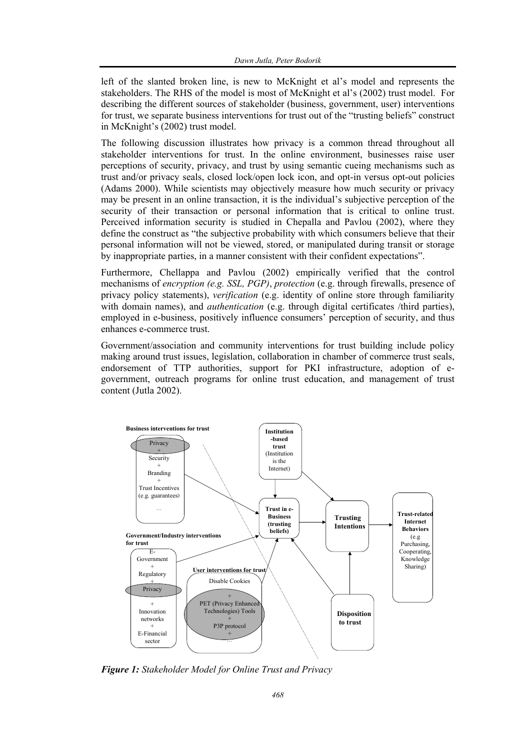left of the slanted broken line, is new to McKnight et al's model and represents the stakeholders. The RHS of the model is most of McKnight et al's (2002) trust model. For describing the different sources of stakeholder (business, government, user) interventions for trust, we separate business interventions for trust out of the "trusting beliefs" construct in McKnight's (2002) trust model.

The following discussion illustrates how privacy is a common thread throughout all stakeholder interventions for trust. In the online environment, businesses raise user perceptions of security, privacy, and trust by using semantic cueing mechanisms such as trust and/or privacy seals, closed lock/open lock icon, and opt-in versus opt-out policies (Adams 2000). While scientists may objectively measure how much security or privacy may be present in an online transaction, it is the individual's subjective perception of the security of their transaction or personal information that is critical to online trust. Perceived information security is studied in Chepalla and Pavlou (2002), where they define the construct as "the subjective probability with which consumers believe that their personal information will not be viewed, stored, or manipulated during transit or storage by inappropriate parties, in a manner consistent with their confident expectations".

Furthermore, Chellappa and Pavlou (2002) empirically verified that the control mechanisms of *encryption (e.g. SSL, PGP)*, *protection* (e.g. through firewalls, presence of privacy policy statements), *verification* (e.g. identity of online store through familiarity with domain names), and *authentication* (e.g. through digital certificates /third parties), employed in e-business, positively influence consumers' perception of security, and thus enhances e-commerce trust.

Government/association and community interventions for trust building include policy making around trust issues, legislation, collaboration in chamber of commerce trust seals, endorsement of TTP authorities, support for PKI infrastructure, adoption of e-government, outreach programs for online trust education, and management of trust content (Jutla 2002).

**Business interventions for trust**: Privacy + Security + Branding + Trust Incentives (e.g. guarantees) …

**Government/Industry interventions for trust**: E-Government + Regulatory + Privacy + Innovation networks + E-Financial sector

**User interventions for trust**: Disable Cookies + PET (Privacy Enhanced Technologies) Tools + P3P protocol + …

**Institution-based trust** (Institution is the Internet)

**Trust in e-Business (trusting beliefs)**

**Trusting Intentions**

**Trust-related Internet Behaviors** (e.g Purchasing, Cooperating, Knowledge Sharing)

**Disposition to trust**

***Figure 1:*** *Stakeholder Model for Online Trust and Privacy*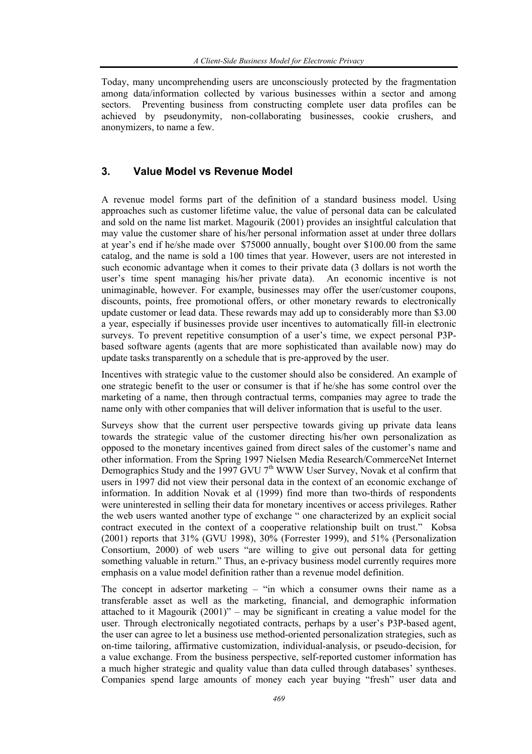Today, many uncomprehending users are unconsciously protected by the fragmentation among data/information collected by various businesses within a sector and among sectors. Preventing business from constructing complete user data profiles can be achieved by pseudonymity, non-collaborating businesses, cookie crushers, and anonymizers, to name a few.

## 3. Value Model vs Revenue Model

A revenue model forms part of the definition of a standard business model. Using approaches such as customer lifetime value, the value of personal data can be calculated and sold on the name list market. Magourik (2001) provides an insightful calculation that may value the customer share of his/her personal information asset at under three dollars at year's end if he/she made over $75000 annually, bought over $100.00 from the same catalog, and the name is sold a 100 times that year. However, users are not interested in such economic advantage when it comes to their private data (3 dollars is not worth the user's time spent managing his/her private data). An economic incentive is not unimaginable, however. For example, businesses may offer the user/customer coupons, discounts, points, free promotional offers, or other monetary rewards to electronically update customer or lead data. These rewards may add up to considerably more than $3.00 a year, especially if businesses provide user incentives to automatically fill-in electronic surveys. To prevent repetitive consumption of a user's time, we expect personal P3P-based software agents (agents that are more sophisticated than available now) may do update tasks transparently on a schedule that is pre-approved by the user.

Incentives with strategic value to the customer should also be considered. An example of one strategic benefit to the user or consumer is that if he/she has some control over the marketing of a name, then through contractual terms, companies may agree to trade the name only with other companies that will deliver information that is useful to the user.

Surveys show that the current user perspective towards giving up private data leans towards the strategic value of the customer directing his/her own personalization as opposed to the monetary incentives gained from direct sales of the customer's name and other information. From the Spring 1997 Nielsen Media Research/CommerceNet Internet Demographics Study and the 1997 GVU 7th WWW User Survey, Novak et al confirm that users in 1997 did not view their personal data in the context of an economic exchange of information. In addition Novak et al (1999) find more than two-thirds of respondents were uninterested in selling their data for monetary incentives or access privileges. Rather the web users wanted another type of exchange " one characterized by an explicit social contract executed in the context of a cooperative relationship built on trust." Kobsa (2001) reports that 31% (GVU 1998), 30% (Forrester 1999), and 51% (Personalization Consortium, 2000) of web users "are willing to give out personal data for getting something valuable in return." Thus, an e-privacy business model currently requires more emphasis on a value model definition rather than a revenue model definition.

The concept in adsertor marketing – "in which a consumer owns their name as a transferable asset as well as the marketing, financial, and demographic information attached to it Magourik (2001)" – may be significant in creating a value model for the user. Through electronically negotiated contracts, perhaps by a user's P3P-based agent, the user can agree to let a business use method-oriented personalization strategies, such as on-time tailoring, affirmative customization, individual-analysis, or pseudo-decision, for a value exchange. From the business perspective, self-reported customer information has a much higher strategic and quality value than data culled through databases' syntheses. Companies spend large amounts of money each year buying "fresh" user data and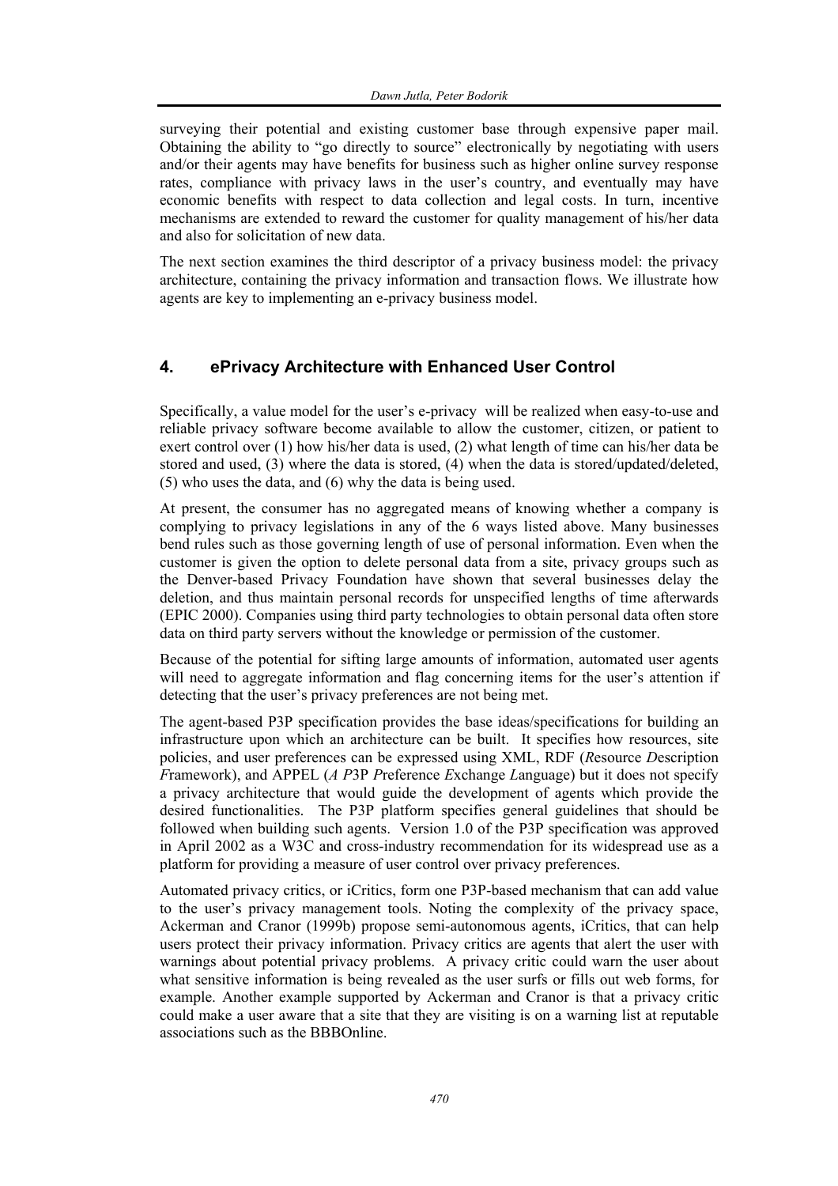surveying their potential and existing customer base through expensive paper mail. Obtaining the ability to "go directly to source" electronically by negotiating with users and/or their agents may have benefits for business such as higher online survey response rates, compliance with privacy laws in the user's country, and eventually may have economic benefits with respect to data collection and legal costs. In turn, incentive mechanisms are extended to reward the customer for quality management of his/her data and also for solicitation of new data.

The next section examines the third descriptor of a privacy business model: the privacy architecture, containing the privacy information and transaction flows. We illustrate how agents are key to implementing an e-privacy business model.

## 4. ePrivacy Architecture with Enhanced User Control

Specifically, a value model for the user's e-privacy will be realized when easy-to-use and reliable privacy software become available to allow the customer, citizen, or patient to exert control over (1) how his/her data is used, (2) what length of time can his/her data be stored and used, (3) where the data is stored, (4) when the data is stored/updated/deleted, (5) who uses the data, and (6) why the data is being used.

At present, the consumer has no aggregated means of knowing whether a company is complying to privacy legislations in any of the 6 ways listed above. Many businesses bend rules such as those governing length of use of personal information. Even when the customer is given the option to delete personal data from a site, privacy groups such as the Denver-based Privacy Foundation have shown that several businesses delay the deletion, and thus maintain personal records for unspecified lengths of time afterwards (EPIC 2000). Companies using third party technologies to obtain personal data often store data on third party servers without the knowledge or permission of the customer.

Because of the potential for sifting large amounts of information, automated user agents will need to aggregate information and flag concerning items for the user's attention if detecting that the user's privacy preferences are not being met.

The agent-based P3P specification provides the base ideas/specifications for building an infrastructure upon which an architecture can be built. It specifies how resources, site policies, and user preferences can be expressed using XML, RDF (*R*esource *D*escription *F*ramework), and APPEL (*A P*3P *P*reference *E*xchange *L*anguage) but it does not specify a privacy architecture that would guide the development of agents which provide the desired functionalities. The P3P platform specifies general guidelines that should be followed when building such agents. Version 1.0 of the P3P specification was approved in April 2002 as a W3C and cross-industry recommendation for its widespread use as a platform for providing a measure of user control over privacy preferences.

Automated privacy critics, or iCritics, form one P3P-based mechanism that can add value to the user's privacy management tools. Noting the complexity of the privacy space, Ackerman and Cranor (1999b) propose semi-autonomous agents, iCritics, that can help users protect their privacy information. Privacy critics are agents that alert the user with warnings about potential privacy problems. A privacy critic could warn the user about what sensitive information is being revealed as the user surfs or fills out web forms, for example. Another example supported by Ackerman and Cranor is that a privacy critic could make a user aware that a site that they are visiting is on a warning list at reputable associations such as the BBBOnline.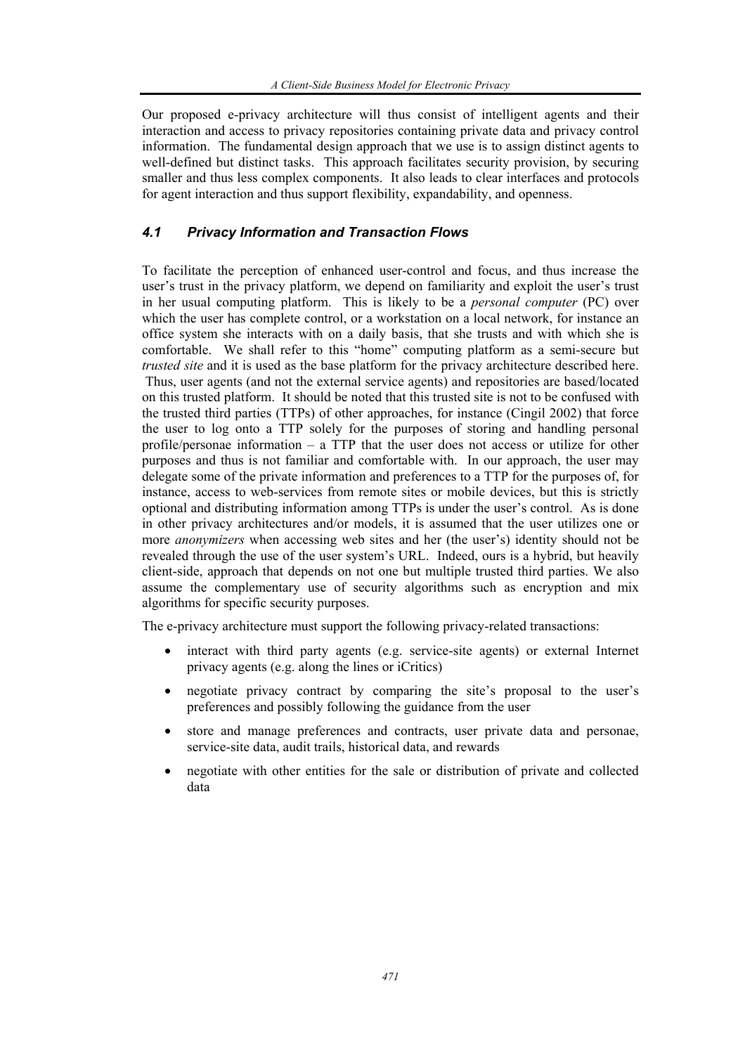Our proposed e-privacy architecture will thus consist of intelligent agents and their interaction and access to privacy repositories containing private data and privacy control information. The fundamental design approach that we use is to assign distinct agents to well-defined but distinct tasks. This approach facilitates security provision, by securing smaller and thus less complex components. It also leads to clear interfaces and protocols for agent interaction and thus support flexibility, expandability, and openness.

### *4.1 Privacy Information and Transaction Flows*

To facilitate the perception of enhanced user-control and focus, and thus increase the user's trust in the privacy platform, we depend on familiarity and exploit the user's trust in her usual computing platform. This is likely to be a *personal computer* (PC) over which the user has complete control, or a workstation on a local network, for instance an office system she interacts with on a daily basis, that she trusts and with which she is comfortable. We shall refer to this "home" computing platform as a semi-secure but *trusted site* and it is used as the base platform for the privacy architecture described here. Thus, user agents (and not the external service agents) and repositories are based/located on this trusted platform. It should be noted that this trusted site is not to be confused with the trusted third parties (TTPs) of other approaches, for instance (Cingil 2002) that force the user to log onto a TTP solely for the purposes of storing and handling personal profile/personae information – a TTP that the user does not access or utilize for other purposes and thus is not familiar and comfortable with. In our approach, the user may delegate some of the private information and preferences to a TTP for the purposes of, for instance, access to web-services from remote sites or mobile devices, but this is strictly optional and distributing information among TTPs is under the user's control. As is done in other privacy architectures and/or models, it is assumed that the user utilizes one or more *anonymizers* when accessing web sites and her (the user's) identity should not be revealed through the use of the user system's URL. Indeed, ours is a hybrid, but heavily client-side, approach that depends on not one but multiple trusted third parties. We also assume the complementary use of security algorithms such as encryption and mix algorithms for specific security purposes.

The e-privacy architecture must support the following privacy-related transactions:

- interact with third party agents (e.g. service-site agents) or external Internet privacy agents (e.g. along the lines or iCritics)
- negotiate privacy contract by comparing the site's proposal to the user's preferences and possibly following the guidance from the user
- store and manage preferences and contracts, user private data and personae, service-site data, audit trails, historical data, and rewards
- negotiate with other entities for the sale or distribution of private and collected data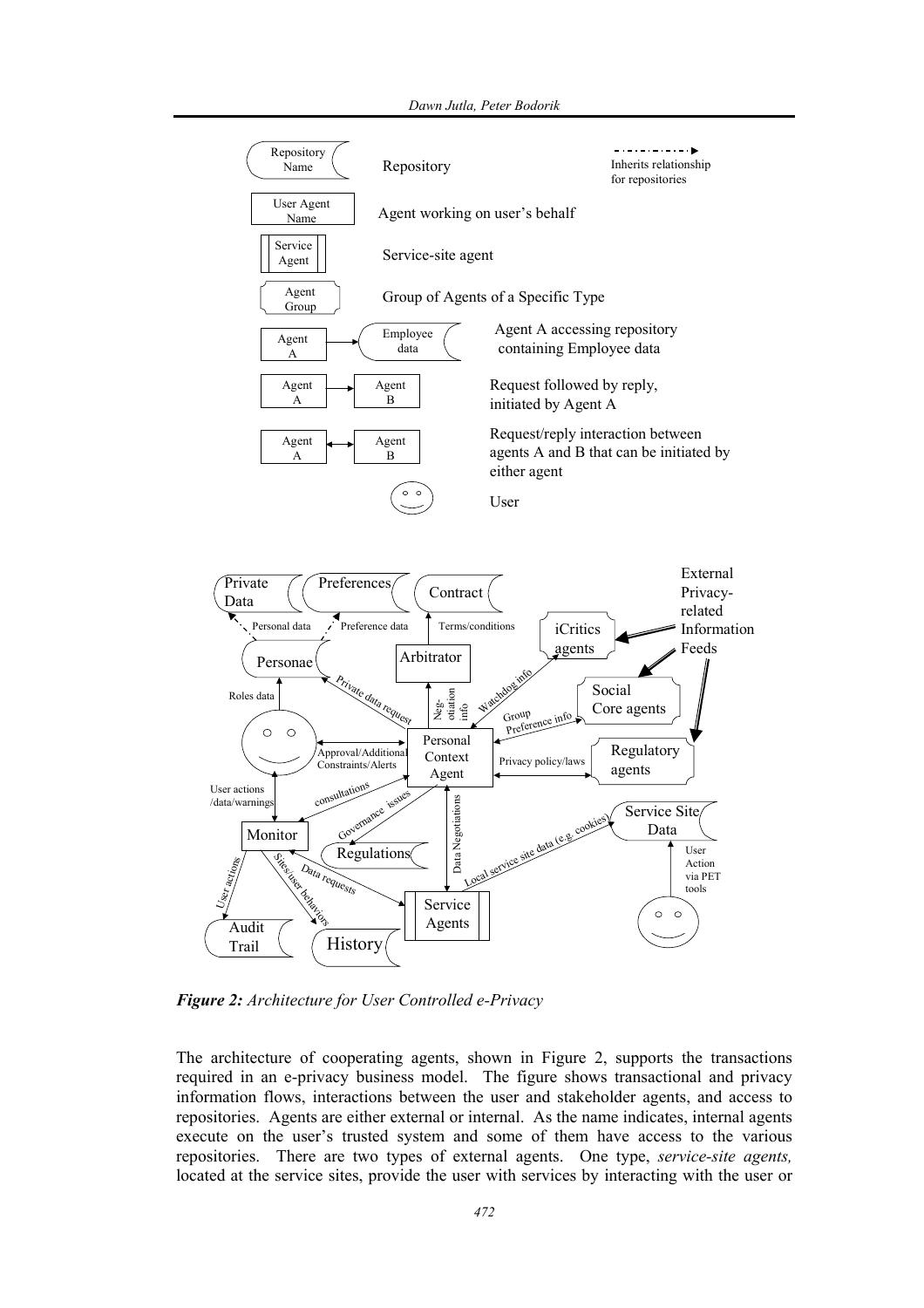*Figure 2: Architecture for User Controlled e-Privacy*

The architecture of cooperating agents, shown in Figure 2, supports the transactions required in an e-privacy business model. The figure shows transactional and privacy information flows, interactions between the user and stakeholder agents, and access to repositories. Agents are either external or internal. As the name indicates, internal agents execute on the user's trusted system and some of them have access to the various repositories. There are two types of external agents. One type, *service-site agents,* located at the service sites, provide the user with services by interacting with the user or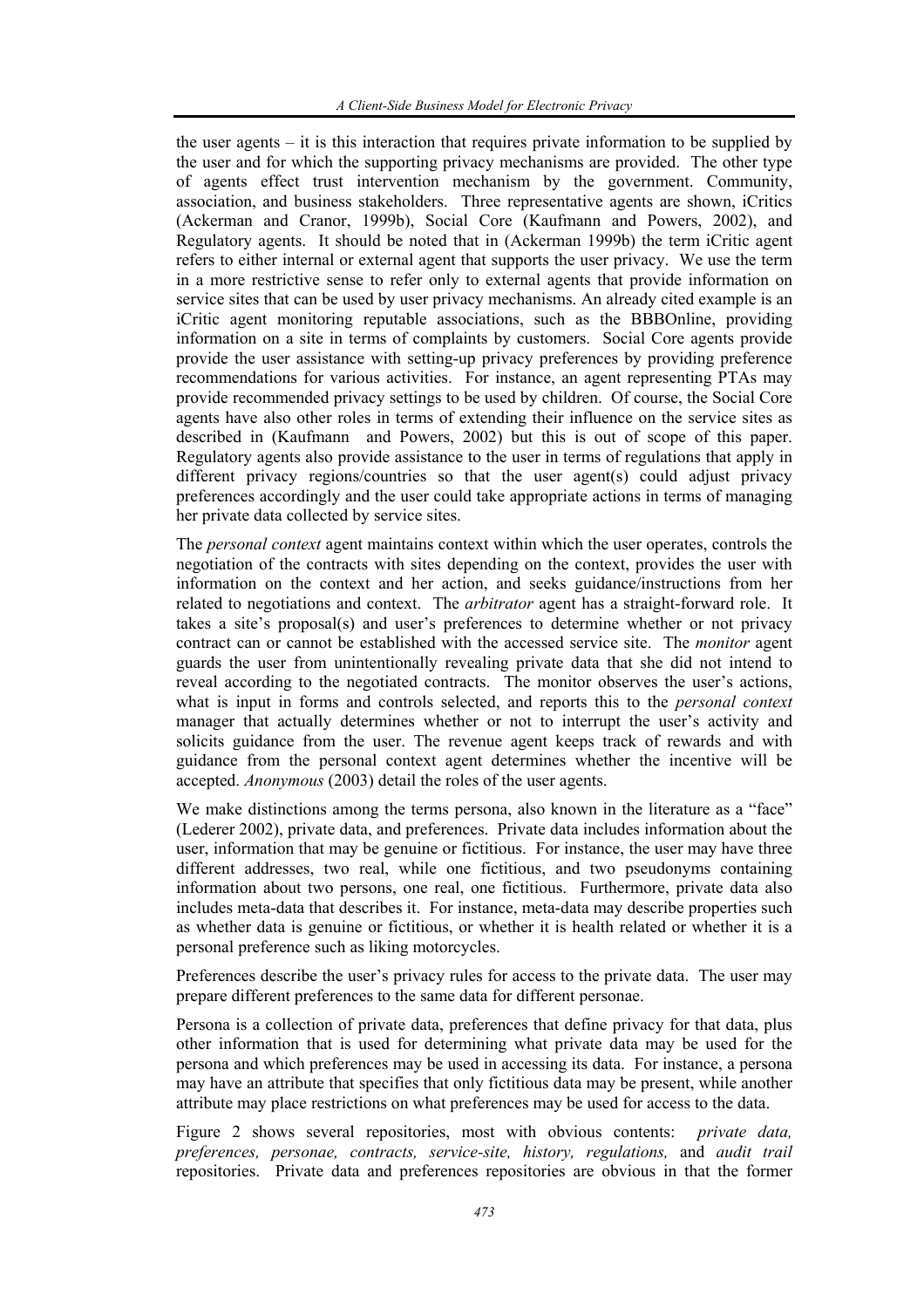the user agents – it is this interaction that requires private information to be supplied by the user and for which the supporting privacy mechanisms are provided. The other type of agents effect trust intervention mechanism by the government. Community, association, and business stakeholders. Three representative agents are shown, iCritics (Ackerman and Cranor, 1999b), Social Core (Kaufmann and Powers, 2002), and Regulatory agents. It should be noted that in (Ackerman 1999b) the term iCritic agent refers to either internal or external agent that supports the user privacy. We use the term in a more restrictive sense to refer only to external agents that provide information on service sites that can be used by user privacy mechanisms. An already cited example is an iCritic agent monitoring reputable associations, such as the BBBOnline, providing information on a site in terms of complaints by customers. Social Core agents provide provide the user assistance with setting-up privacy preferences by providing preference recommendations for various activities. For instance, an agent representing PTAs may provide recommended privacy settings to be used by children. Of course, the Social Core agents have also other roles in terms of extending their influence on the service sites as described in (Kaufmann and Powers, 2002) but this is out of scope of this paper. Regulatory agents also provide assistance to the user in terms of regulations that apply in different privacy regions/countries so that the user agent(s) could adjust privacy preferences accordingly and the user could take appropriate actions in terms of managing her private data collected by service sites.

The *personal context* agent maintains context within which the user operates, controls the negotiation of the contracts with sites depending on the context, provides the user with information on the context and her action, and seeks guidance/instructions from her related to negotiations and context. The *arbitrator* agent has a straight-forward role. It takes a site's proposal(s) and user's preferences to determine whether or not privacy contract can or cannot be established with the accessed service site. The *monitor* agent guards the user from unintentionally revealing private data that she did not intend to reveal according to the negotiated contracts. The monitor observes the user's actions, what is input in forms and controls selected, and reports this to the *personal context* manager that actually determines whether or not to interrupt the user's activity and solicits guidance from the user. The revenue agent keeps track of rewards and with guidance from the personal context agent determines whether the incentive will be accepted. *Anonymous* (2003) detail the roles of the user agents.

We make distinctions among the terms persona, also known in the literature as a "face" (Lederer 2002), private data, and preferences. Private data includes information about the user, information that may be genuine or fictitious. For instance, the user may have three different addresses, two real, while one fictitious, and two pseudonyms containing information about two persons, one real, one fictitious. Furthermore, private data also includes meta-data that describes it. For instance, meta-data may describe properties such as whether data is genuine or fictitious, or whether it is health related or whether it is a personal preference such as liking motorcycles.

Preferences describe the user's privacy rules for access to the private data. The user may prepare different preferences to the same data for different personae.

Persona is a collection of private data, preferences that define privacy for that data, plus other information that is used for determining what private data may be used for the persona and which preferences may be used in accessing its data. For instance, a persona may have an attribute that specifies that only fictitious data may be present, while another attribute may place restrictions on what preferences may be used for access to the data.

Figure 2 shows several repositories, most with obvious contents: *private data, preferences, personae, contracts, service-site, history, regulations,* and *audit trail* repositories. Private data and preferences repositories are obvious in that the former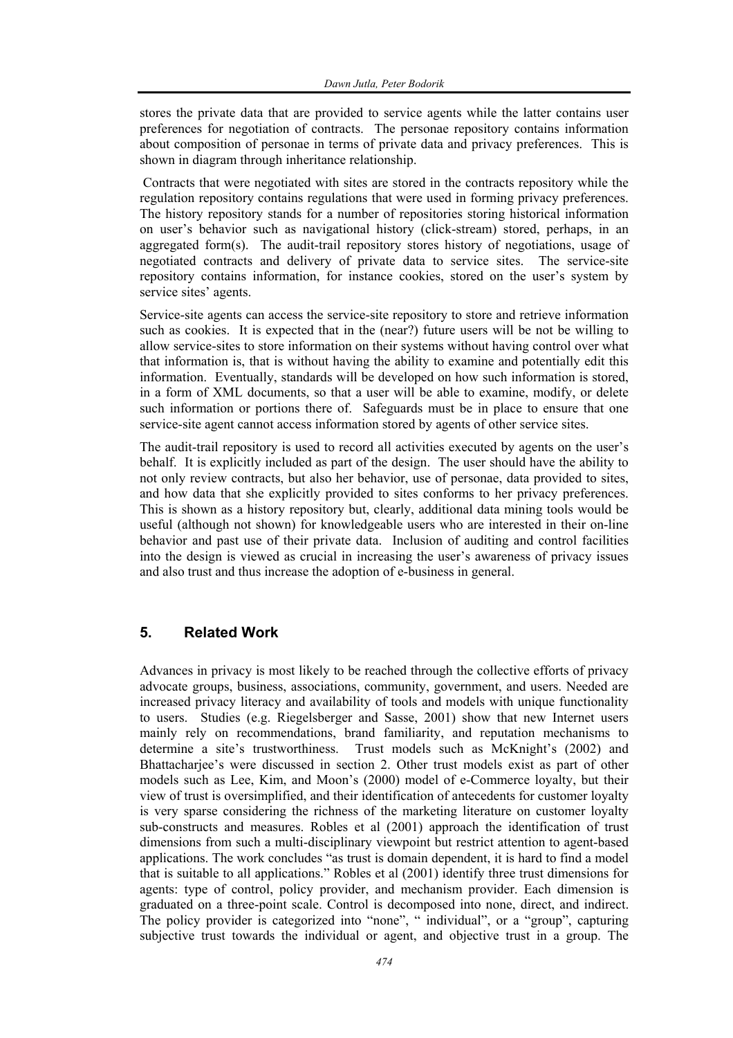stores the private data that are provided to service agents while the latter contains user preferences for negotiation of contracts. The personae repository contains information about composition of personae in terms of private data and privacy preferences. This is shown in diagram through inheritance relationship.

Contracts that were negotiated with sites are stored in the contracts repository while the regulation repository contains regulations that were used in forming privacy preferences. The history repository stands for a number of repositories storing historical information on user's behavior such as navigational history (click-stream) stored, perhaps, in an aggregated form(s). The audit-trail repository stores history of negotiations, usage of negotiated contracts and delivery of private data to service sites. The service-site repository contains information, for instance cookies, stored on the user's system by service sites' agents.

Service-site agents can access the service-site repository to store and retrieve information such as cookies. It is expected that in the (near?) future users will be not be willing to allow service-sites to store information on their systems without having control over what that information is, that is without having the ability to examine and potentially edit this information. Eventually, standards will be developed on how such information is stored, in a form of XML documents, so that a user will be able to examine, modify, or delete such information or portions there of. Safeguards must be in place to ensure that one service-site agent cannot access information stored by agents of other service sites.

The audit-trail repository is used to record all activities executed by agents on the user's behalf. It is explicitly included as part of the design. The user should have the ability to not only review contracts, but also her behavior, use of personae, data provided to sites, and how data that she explicitly provided to sites conforms to her privacy preferences. This is shown as a history repository but, clearly, additional data mining tools would be useful (although not shown) for knowledgeable users who are interested in their on-line behavior and past use of their private data. Inclusion of auditing and control facilities into the design is viewed as crucial in increasing the user's awareness of privacy issues and also trust and thus increase the adoption of e-business in general.

## 5. Related Work

Advances in privacy is most likely to be reached through the collective efforts of privacy advocate groups, business, associations, community, government, and users. Needed are increased privacy literacy and availability of tools and models with unique functionality to users. Studies (e.g. Riegelsberger and Sasse, 2001) show that new Internet users mainly rely on recommendations, brand familiarity, and reputation mechanisms to determine a site's trustworthiness. Trust models such as McKnight's (2002) and Bhattacharjee's were discussed in section 2. Other trust models exist as part of other models such as Lee, Kim, and Moon's (2000) model of e-Commerce loyalty, but their view of trust is oversimplified, and their identification of antecedents for customer loyalty is very sparse considering the richness of the marketing literature on customer loyalty sub-constructs and measures. Robles et al (2001) approach the identification of trust dimensions from such a multi-disciplinary viewpoint but restrict attention to agent-based applications. The work concludes "as trust is domain dependent, it is hard to find a model that is suitable to all applications." Robles et al (2001) identify three trust dimensions for agents: type of control, policy provider, and mechanism provider. Each dimension is graduated on a three-point scale. Control is decomposed into none, direct, and indirect. The policy provider is categorized into "none", " individual", or a "group", capturing subjective trust towards the individual or agent, and objective trust in a group. The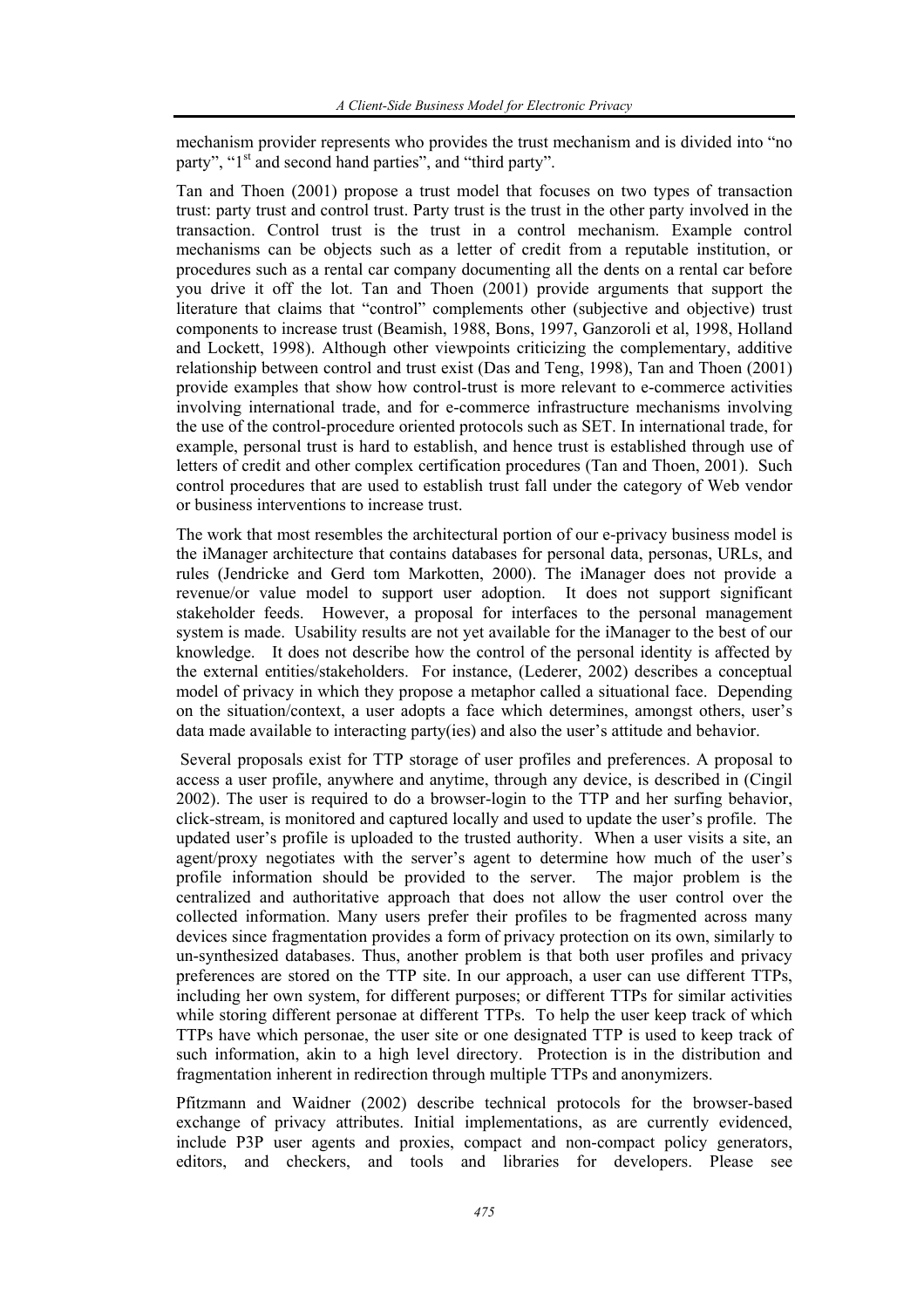mechanism provider represents who provides the trust mechanism and is divided into "no party", "1st and second hand parties", and "third party".

Tan and Thoen (2001) propose a trust model that focuses on two types of transaction trust: party trust and control trust. Party trust is the trust in the other party involved in the transaction. Control trust is the trust in a control mechanism. Example control mechanisms can be objects such as a letter of credit from a reputable institution, or procedures such as a rental car company documenting all the dents on a rental car before you drive it off the lot. Tan and Thoen (2001) provide arguments that support the literature that claims that "control" complements other (subjective and objective) trust components to increase trust (Beamish, 1988, Bons, 1997, Ganzoroli et al, 1998, Holland and Lockett, 1998). Although other viewpoints criticizing the complementary, additive relationship between control and trust exist (Das and Teng, 1998), Tan and Thoen (2001) provide examples that show how control-trust is more relevant to e-commerce activities involving international trade, and for e-commerce infrastructure mechanisms involving the use of the control-procedure oriented protocols such as SET. In international trade, for example, personal trust is hard to establish, and hence trust is established through use of letters of credit and other complex certification procedures (Tan and Thoen, 2001). Such control procedures that are used to establish trust fall under the category of Web vendor or business interventions to increase trust.

The work that most resembles the architectural portion of our e-privacy business model is the iManager architecture that contains databases for personal data, personas, URLs, and rules (Jendricke and Gerd tom Markotten, 2000). The iManager does not provide a revenue/or value model to support user adoption. It does not support significant stakeholder feeds. However, a proposal for interfaces to the personal management system is made. Usability results are not yet available for the iManager to the best of our knowledge. It does not describe how the control of the personal identity is affected by the external entities/stakeholders. For instance, (Lederer, 2002) describes a conceptual model of privacy in which they propose a metaphor called a situational face. Depending on the situation/context, a user adopts a face which determines, amongst others, user's data made available to interacting party(ies) and also the user's attitude and behavior.

Several proposals exist for TTP storage of user profiles and preferences. A proposal to access a user profile, anywhere and anytime, through any device, is described in (Cingil 2002). The user is required to do a browser-login to the TTP and her surfing behavior, click-stream, is monitored and captured locally and used to update the user's profile. The updated user's profile is uploaded to the trusted authority. When a user visits a site, an agent/proxy negotiates with the server's agent to determine how much of the user's profile information should be provided to the server. The major problem is the centralized and authoritative approach that does not allow the user control over the collected information. Many users prefer their profiles to be fragmented across many devices since fragmentation provides a form of privacy protection on its own, similarly to un-synthesized databases. Thus, another problem is that both user profiles and privacy preferences are stored on the TTP site. In our approach, a user can use different TTPs, including her own system, for different purposes; or different TTPs for similar activities while storing different personae at different TTPs. To help the user keep track of which TTPs have which personae, the user site or one designated TTP is used to keep track of such information, akin to a high level directory. Protection is in the distribution and fragmentation inherent in redirection through multiple TTPs and anonymizers.

Pfitzmann and Waidner (2002) describe technical protocols for the browser-based exchange of privacy attributes. Initial implementations, as are currently evidenced, include P3P user agents and proxies, compact and non-compact policy generators, editors, and checkers, and tools and libraries for developers. Please see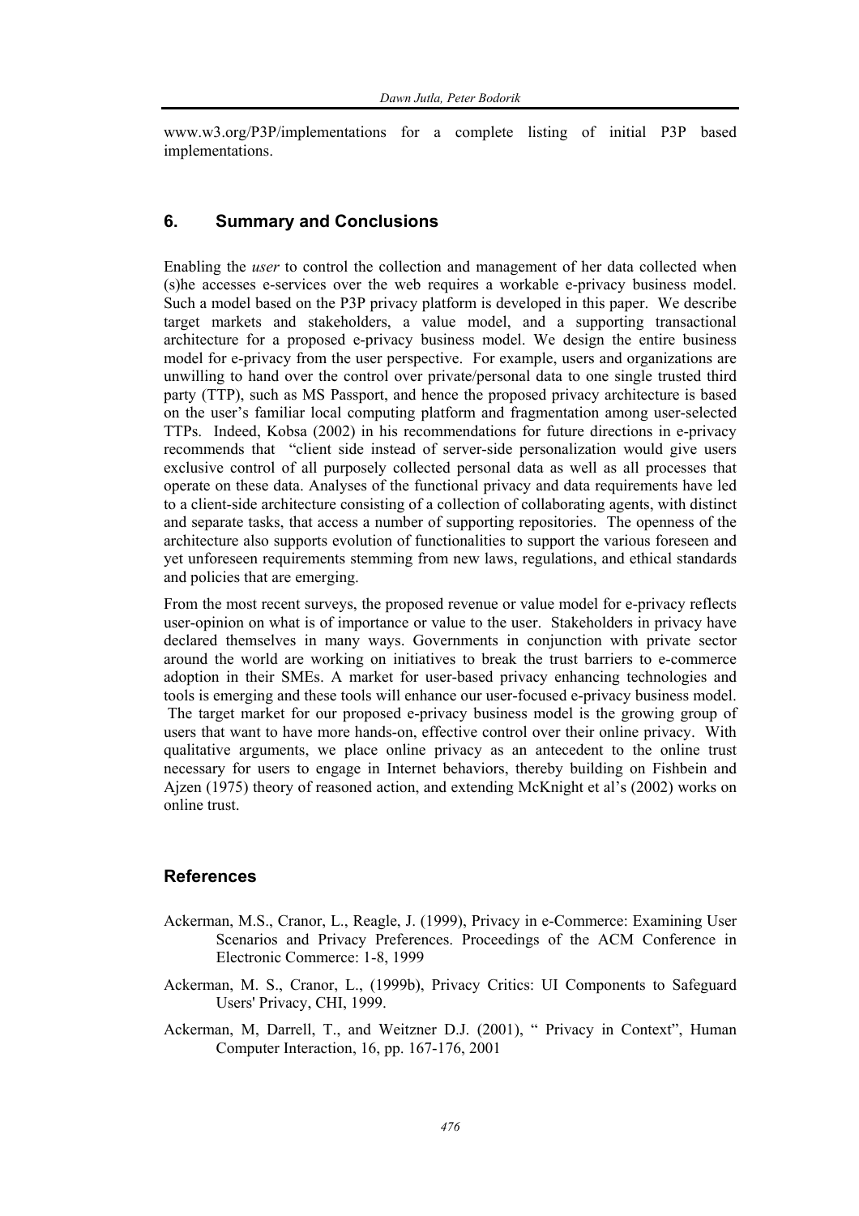www.w3.org/P3P/implementations for a complete listing of initial P3P based implementations.

## 6. Summary and Conclusions

Enabling the *user* to control the collection and management of her data collected when (s)he accesses e-services over the web requires a workable e-privacy business model. Such a model based on the P3P privacy platform is developed in this paper. We describe target markets and stakeholders, a value model, and a supporting transactional architecture for a proposed e-privacy business model. We design the entire business model for e-privacy from the user perspective. For example, users and organizations are unwilling to hand over the control over private/personal data to one single trusted third party (TTP), such as MS Passport, and hence the proposed privacy architecture is based on the user's familiar local computing platform and fragmentation among user-selected TTPs. Indeed, Kobsa (2002) in his recommendations for future directions in e-privacy recommends that "client side instead of server-side personalization would give users exclusive control of all purposely collected personal data as well as all processes that operate on these data. Analyses of the functional privacy and data requirements have led to a client-side architecture consisting of a collection of collaborating agents, with distinct and separate tasks, that access a number of supporting repositories. The openness of the architecture also supports evolution of functionalities to support the various foreseen and yet unforeseen requirements stemming from new laws, regulations, and ethical standards and policies that are emerging.

From the most recent surveys, the proposed revenue or value model for e-privacy reflects user-opinion on what is of importance or value to the user. Stakeholders in privacy have declared themselves in many ways. Governments in conjunction with private sector around the world are working on initiatives to break the trust barriers to e-commerce adoption in their SMEs. A market for user-based privacy enhancing technologies and tools is emerging and these tools will enhance our user-focused e-privacy business model. The target market for our proposed e-privacy business model is the growing group of users that want to have more hands-on, effective control over their online privacy. With qualitative arguments, we place online privacy as an antecedent to the online trust necessary for users to engage in Internet behaviors, thereby building on Fishbein and Ajzen (1975) theory of reasoned action, and extending McKnight et al's (2002) works on online trust.

## References

- Ackerman, M.S., Cranor, L., Reagle, J. (1999), Privacy in e-Commerce: Examining User Scenarios and Privacy Preferences. Proceedings of the ACM Conference in Electronic Commerce: 1-8, 1999
- Ackerman, M. S., Cranor, L., (1999b), Privacy Critics: UI Components to Safeguard Users' Privacy, CHI, 1999.
- Ackerman, M, Darrell, T., and Weitzner D.J. (2001), " Privacy in Context", Human Computer Interaction, 16, pp. 167-176, 2001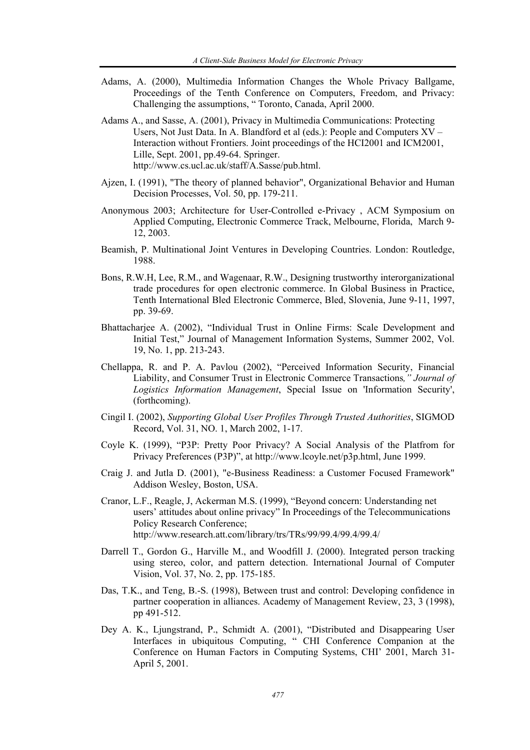Adams, A. (2000), Multimedia Information Changes the Whole Privacy Ballgame, Proceedings of the Tenth Conference on Computers, Freedom, and Privacy: Challenging the assumptions, " Toronto, Canada, April 2000.

Adams A., and Sasse, A. (2001), Privacy in Multimedia Communications: Protecting Users, Not Just Data. In A. Blandford et al (eds.): People and Computers XV – Interaction without Frontiers. Joint proceedings of the HCI2001 and ICM2001, Lille, Sept. 2001, pp.49-64. Springer. http://www.cs.ucl.ac.uk/staff/A.Sasse/pub.html.

Ajzen, I. (1991), "The theory of planned behavior", Organizational Behavior and Human Decision Processes, Vol. 50, pp. 179-211.

Anonymous 2003; Architecture for User-Controlled e-Privacy , ACM Symposium on Applied Computing, Electronic Commerce Track, Melbourne, Florida, March 9-12, 2003.

Beamish, P. Multinational Joint Ventures in Developing Countries. London: Routledge, 1988.

Bons, R.W.H, Lee, R.M., and Wagenaar, R.W., Designing trustworthy interorganizational trade procedures for open electronic commerce. In Global Business in Practice, Tenth International Bled Electronic Commerce, Bled, Slovenia, June 9-11, 1997, pp. 39-69.

Bhattacharjee A. (2002), "Individual Trust in Online Firms: Scale Development and Initial Test," Journal of Management Information Systems, Summer 2002, Vol. 19, No. 1, pp. 213-243.

Chellappa, R. and P. A. Pavlou (2002), "Perceived Information Security, Financial Liability, and Consumer Trust in Electronic Commerce Transactions*," Journal of Logistics Information Management*, Special Issue on 'Information Security', (forthcoming).

Cingil I. (2002), *Supporting Global User Profiles Through Trusted Authorities*, SIGMOD Record, Vol. 31, NO. 1, March 2002, 1-17.

Coyle K. (1999), "P3P: Pretty Poor Privacy? A Social Analysis of the Platfrom for Privacy Preferences (P3P)", at http://www.lcoyle.net/p3p.html, June 1999.

Craig J. and Jutla D. (2001), "e-Business Readiness: a Customer Focused Framework" Addison Wesley, Boston, USA.

Cranor, L.F., Reagle, J, Ackerman M.S. (1999), "Beyond concern: Understanding net users' attitudes about online privacy" In Proceedings of the Telecommunications Policy Research Conference; http://www.research.att.com/library/trs/TRs/99/99.4/99.4/99.4/

Darrell T., Gordon G., Harville M., and Woodfill J. (2000). Integrated person tracking using stereo, color, and pattern detection. International Journal of Computer Vision, Vol. 37, No. 2, pp. 175-185.

Das, T.K., and Teng, B.-S. (1998), Between trust and control: Developing confidence in partner cooperation in alliances. Academy of Management Review, 23, 3 (1998), pp 491-512.

Dey A. K., Ljungstrand, P., Schmidt A. (2001), "Distributed and Disappearing User Interfaces in ubiquitous Computing, " CHI Conference Companion at the Conference on Human Factors in Computing Systems, CHI' 2001, March 31-April 5, 2001.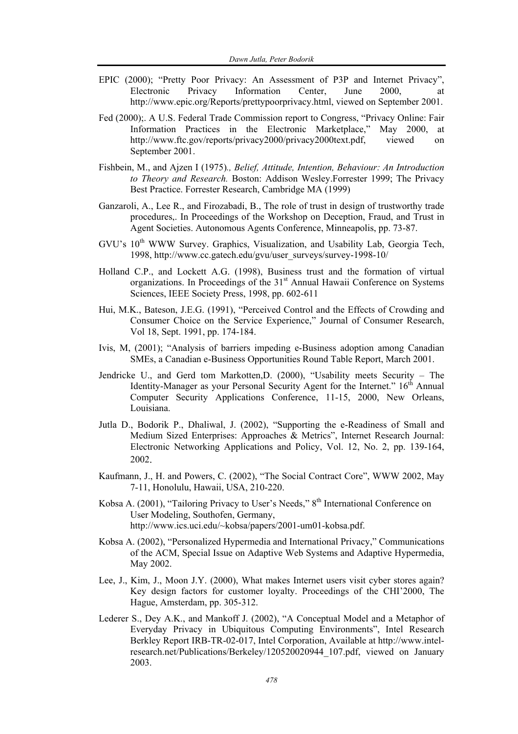EPIC (2000); "Pretty Poor Privacy: An Assessment of P3P and Internet Privacy", Electronic Privacy Information Center, June 2000, at http://www.epic.org/Reports/prettypoorprivacy.html, viewed on September 2001.

Fed (2000);. A U.S. Federal Trade Commission report to Congress, "Privacy Online: Fair Information Practices in the Electronic Marketplace," May 2000, at http://www.ftc.gov/reports/privacy2000/privacy2000text.pdf, viewed on September 2001.

Fishbein, M., and Ajzen I (1975)*., Belief, Attitude, Intention, Behaviour: An Introduction to Theory and Research.* Boston: Addison Wesley.Forrester 1999; The Privacy Best Practice. Forrester Research, Cambridge MA (1999)

Ganzaroli, A., Lee R., and Firozabadi, B., The role of trust in design of trustworthy trade procedures,. In Proceedings of the Workshop on Deception, Fraud, and Trust in Agent Societies. Autonomous Agents Conference, Minneapolis, pp. 73-87.

GVU's 10th WWW Survey. Graphics, Visualization, and Usability Lab, Georgia Tech, 1998, http://www.cc.gatech.edu/gvu/user_surveys/survey-1998-10/

Holland C.P., and Lockett A.G. (1998), Business trust and the formation of virtual organizations. In Proceedings of the 31st Annual Hawaii Conference on Systems Sciences, IEEE Society Press, 1998, pp. 602-611

Hui, M.K., Bateson, J.E.G. (1991), "Perceived Control and the Effects of Crowding and Consumer Choice on the Service Experience," Journal of Consumer Research, Vol 18, Sept. 1991, pp. 174-184.

Ivis, M, (2001); "Analysis of barriers impeding e-Business adoption among Canadian SMEs, a Canadian e-Business Opportunities Round Table Report, March 2001.

Jendricke U., and Gerd tom Markotten,D. (2000), "Usability meets Security – The Identity-Manager as your Personal Security Agent for the Internet." 16th Annual Computer Security Applications Conference, 11-15, 2000, New Orleans, Louisiana.

Jutla D., Bodorik P., Dhaliwal, J. (2002), "Supporting the e-Readiness of Small and Medium Sized Enterprises: Approaches & Metrics", Internet Research Journal: Electronic Networking Applications and Policy, Vol. 12, No. 2, pp. 139-164, 2002.

Kaufmann, J., H. and Powers, C. (2002), "The Social Contract Core", WWW 2002, May 7-11, Honolulu, Hawaii, USA, 210-220.

Kobsa A. (2001), "Tailoring Privacy to User's Needs," 8th International Conference on User Modeling, Southofen, Germany, http://www.ics.uci.edu/~kobsa/papers/2001-um01-kobsa.pdf.

Kobsa A. (2002), "Personalized Hypermedia and International Privacy," Communications of the ACM, Special Issue on Adaptive Web Systems and Adaptive Hypermedia, May 2002.

Lee, J., Kim, J., Moon J.Y. (2000), What makes Internet users visit cyber stores again? Key design factors for customer loyalty. Proceedings of the CHI'2000, The Hague, Amsterdam, pp. 305-312.

Lederer S., Dey A.K., and Mankoff J. (2002), "A Conceptual Model and a Metaphor of Everyday Privacy in Ubiquitous Computing Environments", Intel Research Berkley Report IRB-TR-02-017, Intel Corporation, Available at http://www.intel-research.net/Publications/Berkeley/120520020944_107.pdf, viewed on January 2003.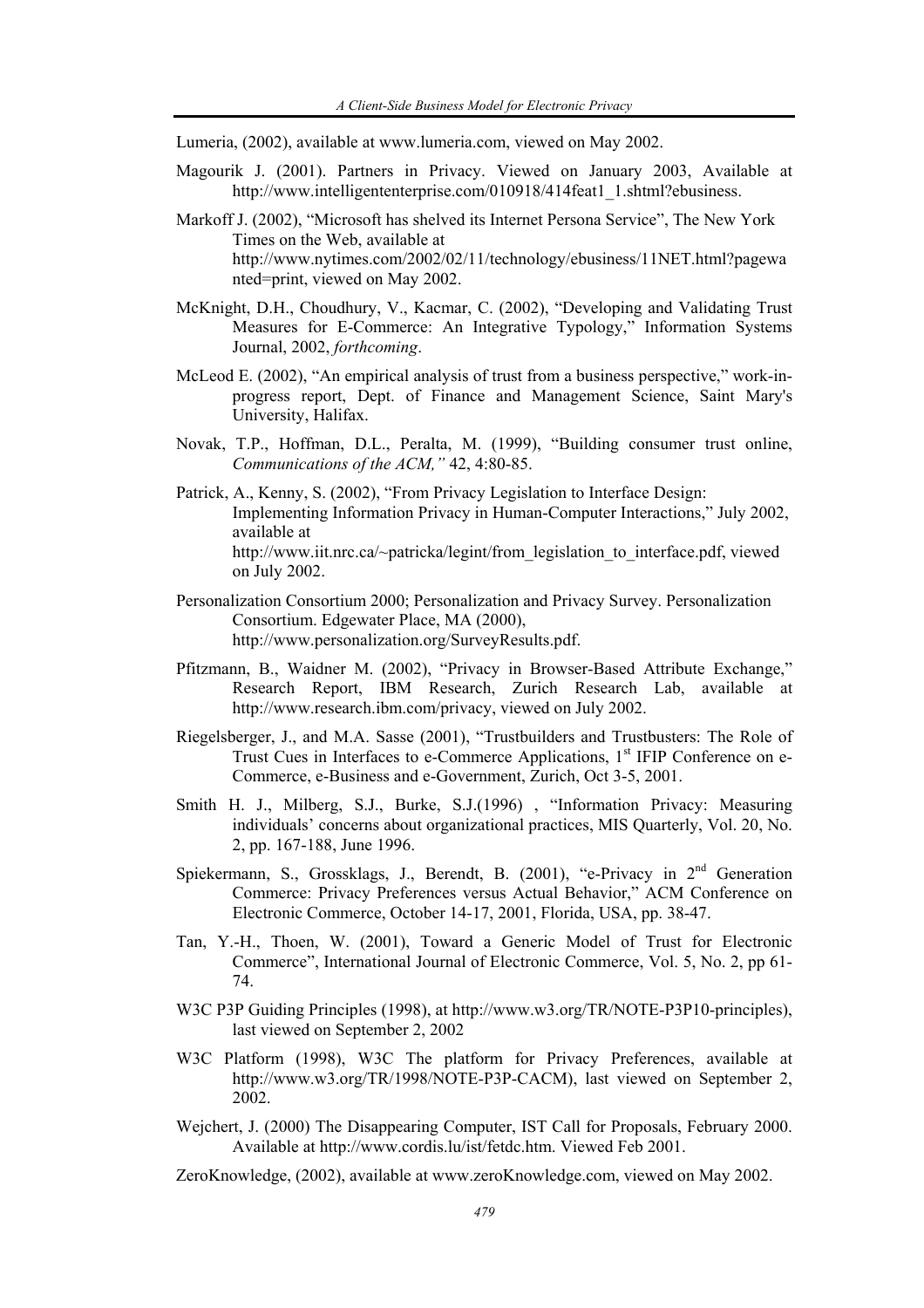Lumeria, (2002), available at www.lumeria.com, viewed on May 2002.

Magourik J. (2001). Partners in Privacy. Viewed on January 2003, Available at http://www.intelligententerprise.com/010918/414feat1_1.shtml?ebusiness.

Markoff J. (2002), "Microsoft has shelved its Internet Persona Service", The New York Times on the Web, available at http://www.nytimes.com/2002/02/11/technology/ebusiness/11NET.html?pagewanted=print, viewed on May 2002.

McKnight, D.H., Choudhury, V., Kacmar, C. (2002), "Developing and Validating Trust Measures for E-Commerce: An Integrative Typology," Information Systems Journal, 2002, *forthcoming*.

McLeod E. (2002), "An empirical analysis of trust from a business perspective," work-in-progress report, Dept. of Finance and Management Science, Saint Mary's University, Halifax.

Novak, T.P., Hoffman, D.L., Peralta, M. (1999), "Building consumer trust online, *Communications of the ACM,"* 42, 4:80-85.

Patrick, A., Kenny, S. (2002), "From Privacy Legislation to Interface Design: Implementing Information Privacy in Human-Computer Interactions," July 2002, available at http://www.iit.nrc.ca/~patricka/legint/from_legislation_to_interface.pdf, viewed on July 2002.

Personalization Consortium 2000; Personalization and Privacy Survey. Personalization Consortium. Edgewater Place, MA (2000), http://www.personalization.org/SurveyResults.pdf.

Pfitzmann, B., Waidner M. (2002), "Privacy in Browser-Based Attribute Exchange," Research Report, IBM Research, Zurich Research Lab, available at http://www.research.ibm.com/privacy, viewed on July 2002.

Riegelsberger, J., and M.A. Sasse (2001), "Trustbuilders and Trustbusters: The Role of Trust Cues in Interfaces to e-Commerce Applications, 1st IFIP Conference on e-Commerce, e-Business and e-Government, Zurich, Oct 3-5, 2001.

Smith H. J., Milberg, S.J., Burke, S.J.(1996) , "Information Privacy: Measuring individuals' concerns about organizational practices, MIS Quarterly, Vol. 20, No. 2, pp. 167-188, June 1996.

Spiekermann, S., Grossklags, J., Berendt, B. (2001), "e-Privacy in 2nd Generation Commerce: Privacy Preferences versus Actual Behavior," ACM Conference on Electronic Commerce, October 14-17, 2001, Florida, USA, pp. 38-47.

Tan, Y.-H., Thoen, W. (2001), Toward a Generic Model of Trust for Electronic Commerce", International Journal of Electronic Commerce, Vol. 5, No. 2, pp 61-74.

W3C P3P Guiding Principles (1998), at http://www.w3.org/TR/NOTE-P3P10-principles), last viewed on September 2, 2002

W3C Platform (1998), W3C The platform for Privacy Preferences, available at http://www.w3.org/TR/1998/NOTE-P3P-CACM), last viewed on September 2, 2002.

Wejchert, J. (2000) The Disappearing Computer, IST Call for Proposals, February 2000. Available at http://www.cordis.lu/ist/fetdc.htm. Viewed Feb 2001.

ZeroKnowledge, (2002), available at www.zeroKnowledge.com, viewed on May 2002.